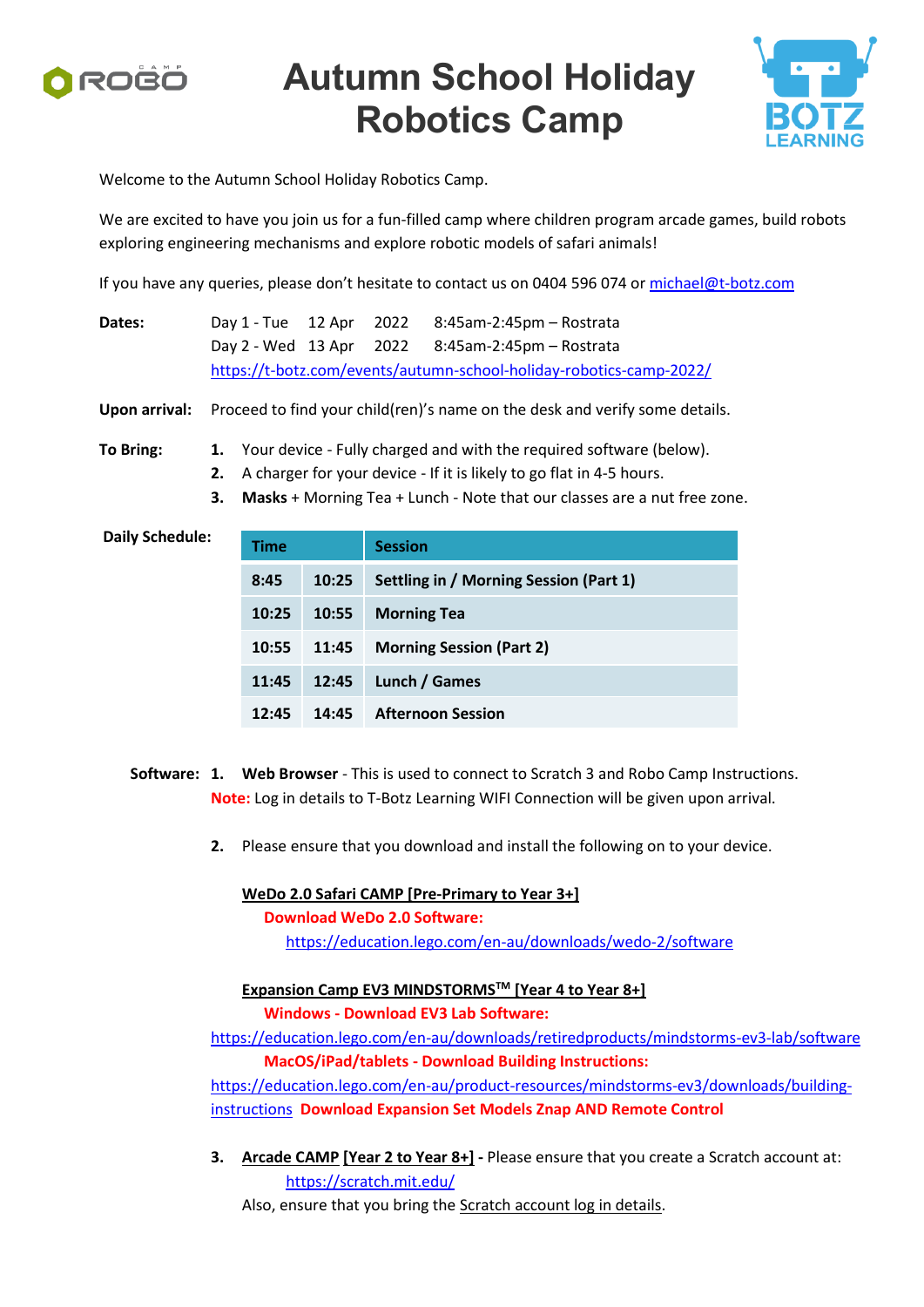# Autumn School Holiday Robotics Camp

Welcome to the Autumn School Holiday Robotics Camp.

We are excited to have you join us for a fun-filled camp where children program arcade games, build robots exploring engineering mechanisms and explore robotic models of safari animals!

If you have any queries, please don't hesitate to contact us on 0404 596 074 or michael@t-botz.com

**Dates:**
Day 1 - Tue 12 Apr 2022 8:45am-2:45pm – Rostrata
Day 2 - Wed 13 Apr 2022 8:45am-2:45pm – Rostrata
https://t-botz.com/events/autumn-school-holiday-robotics-camp-2022/

**Upon arrival:** Proceed to find your child(ren)'s name on the desk and verify some details.

**To Bring:**

1. Your device - Fully charged and with the required software (below).
2. A charger for your device - If it is likely to go flat in 4-5 hours.
3. **Masks** + Morning Tea + Lunch - Note that our classes are a nut free zone.

**Daily Schedule:**

| Time | | Session |
|---|---|---|
| 8:45 | 10:25 | Settling in / Morning Session (Part 1) |
| 10:25 | 10:55 | Morning Tea |
| 10:55 | 11:45 | Morning Session (Part 2) |
| 11:45 | 12:45 | Lunch / Games |
| 12:45 | 14:45 | Afternoon Session |

**Software:**

1. **Web Browser** - This is used to connect to Scratch 3 and Robo Camp Instructions.
   **Note:** Log in details to T-Botz Learning WIFI Connection will be given upon arrival.

2. Please ensure that you download and install the following on to your device.

   **WeDo 2.0 Safari CAMP [Pre-Primary to Year 3+]**
   **Download WeDo 2.0 Software:**
   https://education.lego.com/en-au/downloads/wedo-2/software

   **Expansion Camp EV3 MINDSTORMS™ [Year 4 to Year 8+]**
   **Windows - Download EV3 Lab Software:**
   https://education.lego.com/en-au/downloads/retiredproducts/mindstorms-ev3-lab/software
   **MacOS/iPad/tablets - Download Building Instructions:**
   https://education.lego.com/en-au/product-resources/mindstorms-ev3/downloads/building-instructions **Download Expansion Set Models Znap AND Remote Control**

3. **Arcade CAMP [Year 2 to Year 8+]** - Please ensure that you create a Scratch account at:
   https://scratch.mit.edu/
   Also, ensure that you bring the Scratch account log in details.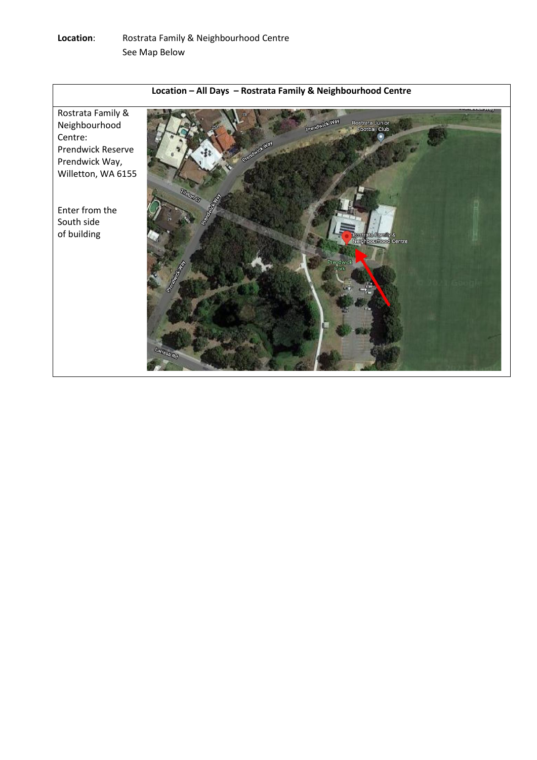**Location**: Rostrata Family & Neighbourhood Centre
See Map Below

| Location – All Days – Rostrata Family & Neighbourhood Centre | |
|---|---|
| Rostrata Family & Neighbourhood Centre:<br>Prendwick Reserve<br>Prendwick Way,<br>Willetton, WA 6155<br><br>Enter from the South side of building | |